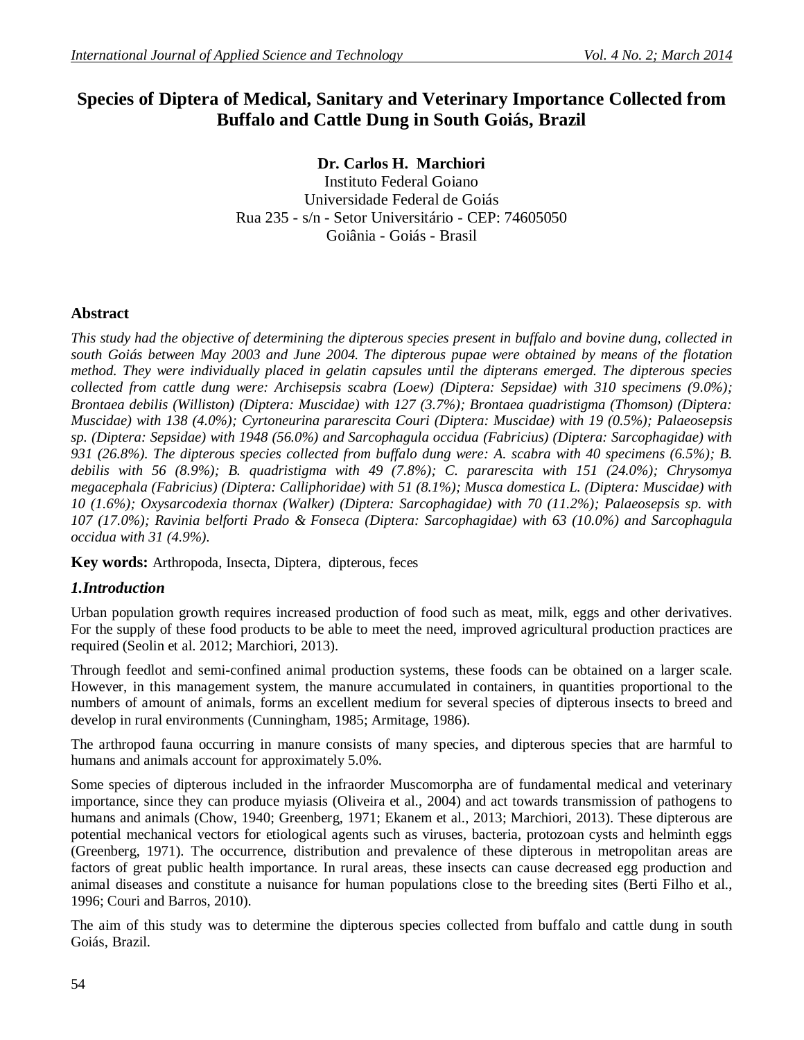# Species of Diptera of Medical, Sanitary and Veterinary Importance Collected from Buffalo and Cattle Dung in South Goiás, Brazil

**Dr. Carlos H. Marchiori**
Instituto Federal Goiano
Universidade Federal de Goiás
Rua 235 - s/n - Setor Universitário - CEP: 74605050
Goiânia - Goiás - Brasil

## Abstract

*This study had the objective of determining the dipterous species present in buffalo and bovine dung, collected in south Goiás between May 2003 and June 2004. The dipterous pupae were obtained by means of the flotation method. They were individually placed in gelatin capsules until the dipterans emerged. The dipterous species collected from cattle dung were: Archisepsis scabra (Loew) (Diptera: Sepsidae) with 310 specimens (9.0%); Brontaea debilis (Williston) (Diptera: Muscidae) with 127 (3.7%); Brontaea quadristigma (Thomson) (Diptera: Muscidae) with 138 (4.0%); Cyrtoneurina pararescita Couri (Diptera: Muscidae) with 19 (0.5%); Palaeosepsis sp. (Diptera: Sepsidae) with 1948 (56.0%) and Sarcophagula occidua (Fabricius) (Diptera: Sarcophagidae) with 931 (26.8%). The dipterous species collected from buffalo dung were: A. scabra with 40 specimens (6.5%); B. debilis with 56 (8.9%); B. quadristigma with 49 (7.8%); C. pararescita with 151 (24.0%); Chrysomya megacephala (Fabricius) (Diptera: Calliphoridae) with 51 (8.1%); Musca domestica L. (Diptera: Muscidae) with 10 (1.6%); Oxysarcodexia thornax (Walker) (Diptera: Sarcophagidae) with 70 (11.2%); Palaeosepsis sp. with 107 (17.0%); Ravinia belforti Prado & Fonseca (Diptera: Sarcophagidae) with 63 (10.0%) and Sarcophagula occidua with 31 (4.9%).*

**Key words:** Arthropoda, Insecta, Diptera, dipterous, feces

## *1.Introduction*

Urban population growth requires increased production of food such as meat, milk, eggs and other derivatives. For the supply of these food products to be able to meet the need, improved agricultural production practices are required (Seolin et al. 2012; Marchiori, 2013).

Through feedlot and semi-confined animal production systems, these foods can be obtained on a larger scale. However, in this management system, the manure accumulated in containers, in quantities proportional to the numbers of amount of animals, forms an excellent medium for several species of dipterous insects to breed and develop in rural environments (Cunningham, 1985; Armitage, 1986).

The arthropod fauna occurring in manure consists of many species, and dipterous species that are harmful to humans and animals account for approximately 5.0%.

Some species of dipterous included in the infraorder Muscomorpha are of fundamental medical and veterinary importance, since they can produce myiasis (Oliveira et al., 2004) and act towards transmission of pathogens to humans and animals (Chow, 1940; Greenberg, 1971; Ekanem et al., 2013; Marchiori, 2013). These dipterous are potential mechanical vectors for etiological agents such as viruses, bacteria, protozoan cysts and helminth eggs (Greenberg, 1971). The occurrence, distribution and prevalence of these dipterous in metropolitan areas are factors of great public health importance. In rural areas, these insects can cause decreased egg production and animal diseases and constitute a nuisance for human populations close to the breeding sites (Berti Filho et al., 1996; Couri and Barros, 2010).

The aim of this study was to determine the dipterous species collected from buffalo and cattle dung in south Goiás, Brazil.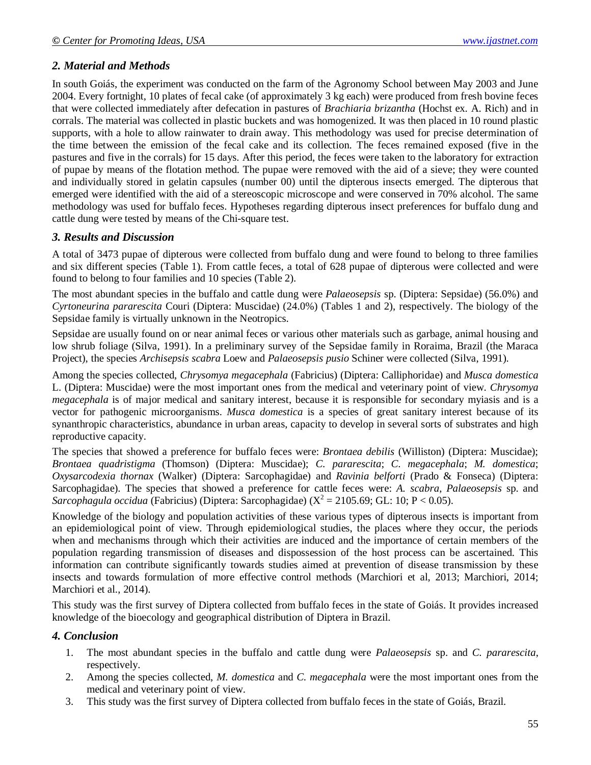## *2. Material and Methods*

In south Goiás, the experiment was conducted on the farm of the Agronomy School between May 2003 and June 2004. Every fortnight, 10 plates of fecal cake (of approximately 3 kg each) were produced from fresh bovine feces that were collected immediately after defecation in pastures of *Brachiaria brizantha* (Hochst ex. A. Rich) and in corrals. The material was collected in plastic buckets and was homogenized. It was then placed in 10 round plastic supports, with a hole to allow rainwater to drain away. This methodology was used for precise determination of the time between the emission of the fecal cake and its collection. The feces remained exposed (five in the pastures and five in the corrals) for 15 days. After this period, the feces were taken to the laboratory for extraction of pupae by means of the flotation method. The pupae were removed with the aid of a sieve; they were counted and individually stored in gelatin capsules (number 00) until the dipterous insects emerged. The dipterous that emerged were identified with the aid of a stereoscopic microscope and were conserved in 70% alcohol. The same methodology was used for buffalo feces. Hypotheses regarding dipterous insect preferences for buffalo dung and cattle dung were tested by means of the Chi-square test.

## *3. Results and Discussion*

A total of 3473 pupae of dipterous were collected from buffalo dung and were found to belong to three families and six different species (Table 1). From cattle feces, a total of 628 pupae of dipterous were collected and were found to belong to four families and 10 species (Table 2).

The most abundant species in the buffalo and cattle dung were *Palaeosepsis* sp. (Diptera: Sepsidae) (56.0%) and *Cyrtoneurina pararescita* Couri (Diptera: Muscidae) (24.0%) (Tables 1 and 2), respectively. The biology of the Sepsidae family is virtually unknown in the Neotropics.

Sepsidae are usually found on or near animal feces or various other materials such as garbage, animal housing and low shrub foliage (Silva, 1991). In a preliminary survey of the Sepsidae family in Roraima, Brazil (the Maraca Project), the species *Archisepsis scabra* Loew and *Palaeosepsis pusio* Schiner were collected (Silva, 1991).

Among the species collected, *Chrysomya megacephala* (Fabricius) (Diptera: Calliphoridae) and *Musca domestica* L. (Diptera: Muscidae) were the most important ones from the medical and veterinary point of view. *Chrysomya megacephala* is of major medical and sanitary interest, because it is responsible for secondary myiasis and is a vector for pathogenic microorganisms. *Musca domestica* is a species of great sanitary interest because of its synanthropic characteristics, abundance in urban areas, capacity to develop in several sorts of substrates and high reproductive capacity.

The species that showed a preference for buffalo feces were: *Brontaea debilis* (Williston) (Diptera: Muscidae); *Brontaea quadristigma* (Thomson) (Diptera: Muscidae); *C. pararescita*; *C. megacephala*; *M. domestica*; *Oxysarcodexia thornax* (Walker) (Diptera: Sarcophagidae) and *Ravinia belforti* (Prado & Fonseca) (Diptera: Sarcophagidae). The species that showed a preference for cattle feces were: *A. scabra*, *Palaeosepsis* sp. and *Sarcophagula occidua* (Fabricius) (Diptera: Sarcophagidae) ($X^2 = 2105.69$; GL: 10; $P < 0.05$).

Knowledge of the biology and population activities of these various types of dipterous insects is important from an epidemiological point of view. Through epidemiological studies, the places where they occur, the periods when and mechanisms through which their activities are induced and the importance of certain members of the population regarding transmission of diseases and dispossession of the host process can be ascertained. This information can contribute significantly towards studies aimed at prevention of disease transmission by these insects and towards formulation of more effective control methods (Marchiori et al, 2013; Marchiori, 2014; Marchiori et al., 2014).

This study was the first survey of Diptera collected from buffalo feces in the state of Goiás. It provides increased knowledge of the bioecology and geographical distribution of Diptera in Brazil.

## *4. Conclusion*

1. The most abundant species in the buffalo and cattle dung were *Palaeosepsis* sp. and *C. pararescita*, respectively.
2. Among the species collected, *M. domestica* and *C. megacephala* were the most important ones from the medical and veterinary point of view.
3. This study was the first survey of Diptera collected from buffalo feces in the state of Goiás, Brazil.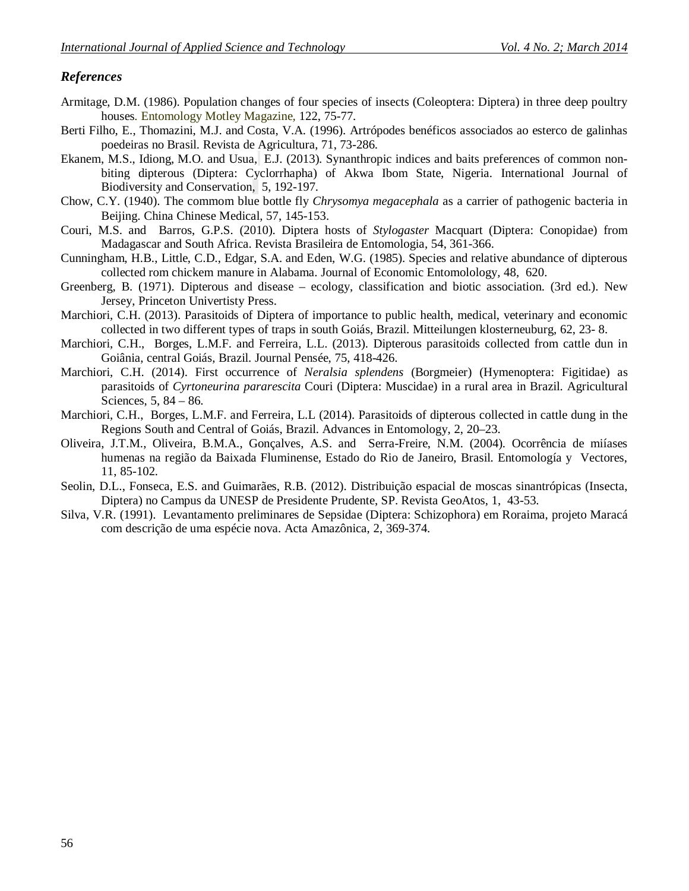### *References*

Armitage, D.M. (1986). Population changes of four species of insects (Coleoptera: Diptera) in three deep poultry houses. Entomology Motley Magazine, 122, 75-77.

Berti Filho, E., Thomazini, M.J. and Costa, V.A. (1996). Artrópodes benéficos associados ao esterco de galinhas poedeiras no Brasil. Revista de Agricultura, 71, 73-286.

Ekanem, M.S., Idiong, M.O. and Usua, E.J. (2013). Synanthropic indices and baits preferences of common non-biting dipterous (Diptera: Cyclorrhapha) of Akwa Ibom State, Nigeria. International Journal of Biodiversity and Conservation, 5, 192-197.

Chow, C.Y. (1940). The commom blue bottle fly *Chrysomya megacephala* as a carrier of pathogenic bacteria in Beijing. China Chinese Medical, 57, 145-153.

Couri, M.S. and Barros, G.P.S. (2010). Diptera hosts of *Stylogaster* Macquart (Diptera: Conopidae) from Madagascar and South Africa. Revista Brasileira de Entomologia, 54, 361-366.

Cunningham, H.B., Little, C.D., Edgar, S.A. and Eden, W.G. (1985). Species and relative abundance of dipterous collected rom chickem manure in Alabama. Journal of Economic Entomolology, 48, 620.

Greenberg, B. (1971). Dipterous and disease – ecology, classification and biotic association. (3rd ed.). New Jersey, Princeton Univertisty Press.

Marchiori, C.H. (2013). Parasitoids of Diptera of importance to public health, medical, veterinary and economic collected in two different types of traps in south Goiás, Brazil. Mitteilungen klosterneuburg, 62, 23- 8.

Marchiori, C.H., Borges, L.M.F. and Ferreira, L.L. (2013). Dipterous parasitoids collected from cattle dun in Goiânia, central Goiás, Brazil. Journal Pensée, 75, 418-426.

Marchiori, C.H. (2014). First occurrence of *Neralsia splendens* (Borgmeier) (Hymenoptera: Figitidae) as parasitoids of *Cyrtoneurina pararescita* Couri (Diptera: Muscidae) in a rural area in Brazil. Agricultural Sciences, 5, 84 – 86.

Marchiori, C.H., Borges, L.M.F. and Ferreira, L.L (2014). Parasitoids of dipterous collected in cattle dung in the Regions South and Central of Goiás, Brazil. Advances in Entomology, 2, 20–23.

Oliveira, J.T.M., Oliveira, B.M.A., Gonçalves, A.S. and Serra-Freire, N.M. (2004). Ocorrência de miíases humenas na região da Baixada Fluminense, Estado do Rio de Janeiro, Brasil. Entomología y Vectores, 11, 85-102.

Seolin, D.L., Fonseca, E.S. and Guimarães, R.B. (2012). Distribuição espacial de moscas sinantrópicas (Insecta, Diptera) no Campus da UNESP de Presidente Prudente, SP. Revista GeoAtos, 1, 43-53.

Silva, V.R. (1991). Levantamento preliminares de Sepsidae (Diptera: Schizophora) em Roraima, projeto Maracá com descrição de uma espécie nova. Acta Amazônica, 2, 369-374.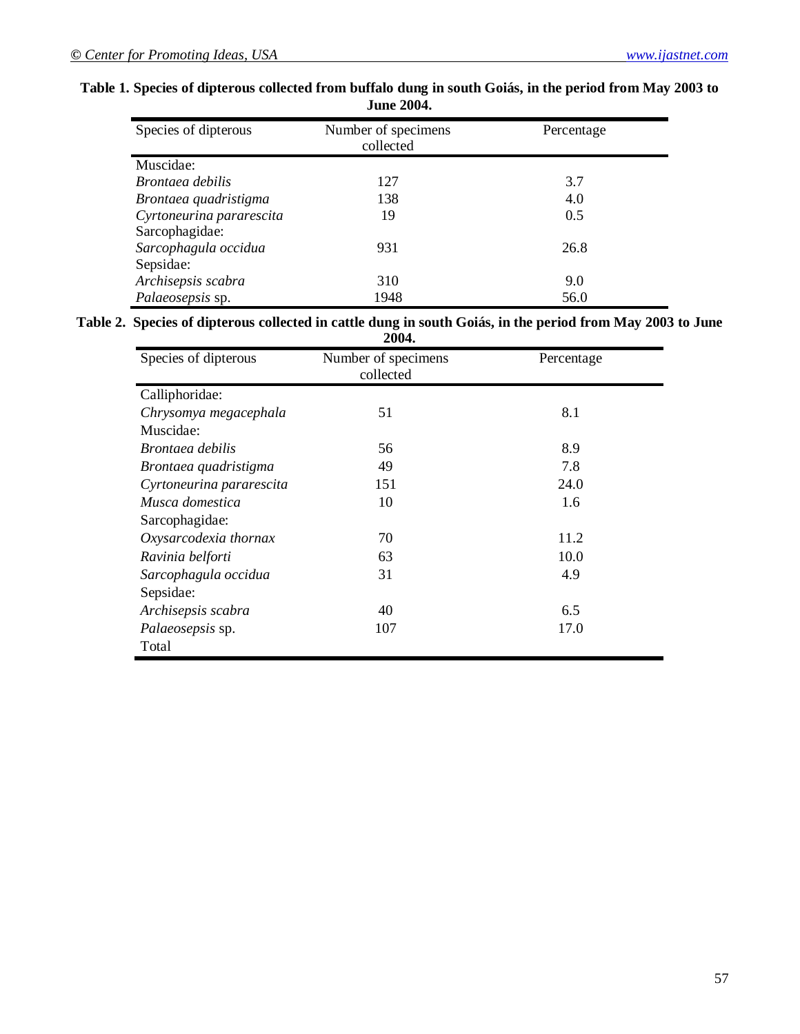**Table 1. Species of dipterous collected from buffalo dung in south Goiás, in the period from May 2003 to June 2004.**

| Species of dipterous | Number of specimens collected | Percentage |
|---|---|---|
| Muscidae: | | |
| *Brontaea debilis* | 127 | 3.7 |
| *Brontaea quadristigma* | 138 | 4.0 |
| *Cyrtoneurina pararescita* | 19 | 0.5 |
| Sarcophagidae: | | |
| *Sarcophagula occidua* | 931 | 26.8 |
| Sepsidae: | | |
| *Archisepsis scabra* | 310 | 9.0 |
| *Palaeosepsis* sp. | 1948 | 56.0 |

**Table 2. Species of dipterous collected in cattle dung in south Goiás, in the period from May 2003 to June 2004.**

| Species of dipterous | Number of specimens collected | Percentage |
|---|---|---|
| Calliphoridae: | | |
| *Chrysomya megacephala* | 51 | 8.1 |
| Muscidae: | | |
| *Brontaea debilis* | 56 | 8.9 |
| *Brontaea quadristigma* | 49 | 7.8 |
| *Cyrtoneurina pararescita* | 151 | 24.0 |
| *Musca domestica* | 10 | 1.6 |
| Sarcophagidae: | | |
| *Oxysarcodexia thornax* | 70 | 11.2 |
| *Ravinia belforti* | 63 | 10.0 |
| *Sarcophagula occidua* | 31 | 4.9 |
| Sepsidae: | | |
| *Archisepsis scabra* | 40 | 6.5 |
| *Palaeosepsis* sp. | 107 | 17.0 |
| Total | | |